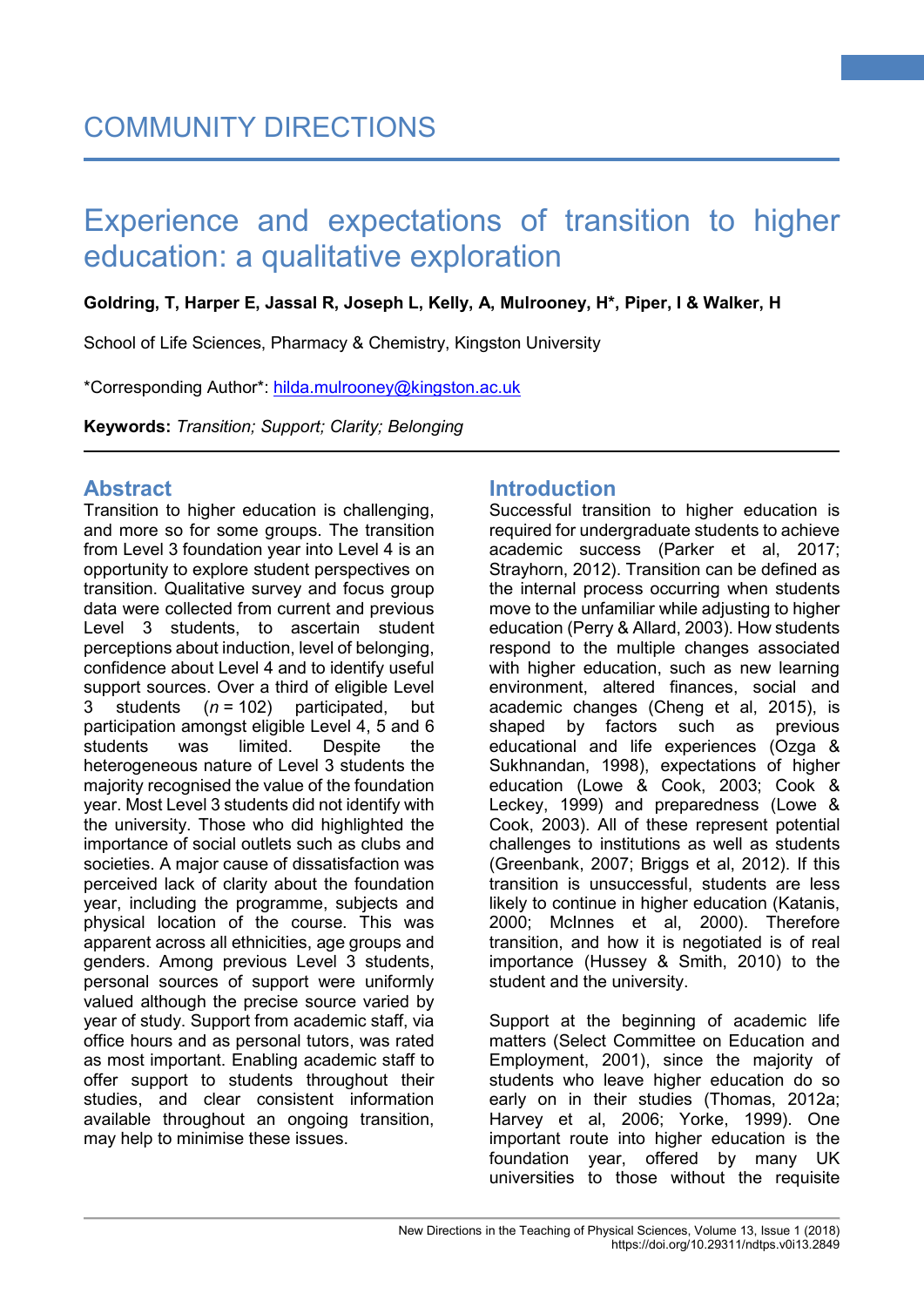COMMUNITY DIRECTIONS

# Experience and expectations of transition to higher education: a qualitative exploration

**Goldring, T, Harper E, Jassal R, Joseph L, Kelly, A, Mulrooney, H*, Piper, I & Walker, H**

School of Life Sciences, Pharmacy & Chemistry, Kingston University

*Corresponding Author*: hilda.mulrooney@kingston.ac.uk

**Keywords:** *Transition; Support; Clarity; Belonging*

## Abstract

Transition to higher education is challenging, and more so for some groups. The transition from Level 3 foundation year into Level 4 is an opportunity to explore student perspectives on transition. Qualitative survey and focus group data were collected from current and previous Level 3 students, to ascertain student perceptions about induction, level of belonging, confidence about Level 4 and to identify useful support sources. Over a third of eligible Level 3 students (*n* = 102) participated, but participation amongst eligible Level 4, 5 and 6 students was limited. Despite the heterogeneous nature of Level 3 students the majority recognised the value of the foundation year. Most Level 3 students did not identify with the university. Those who did highlighted the importance of social outlets such as clubs and societies. A major cause of dissatisfaction was perceived lack of clarity about the foundation year, including the programme, subjects and physical location of the course. This was apparent across all ethnicities, age groups and genders. Among previous Level 3 students, personal sources of support were uniformly valued although the precise source varied by year of study. Support from academic staff, via office hours and as personal tutors, was rated as most important. Enabling academic staff to offer support to students throughout their studies, and clear consistent information available throughout an ongoing transition, may help to minimise these issues.

## Introduction

Successful transition to higher education is required for undergraduate students to achieve academic success (Parker et al, 2017; Strayhorn, 2012). Transition can be defined as the internal process occurring when students move to the unfamiliar while adjusting to higher education (Perry & Allard, 2003). How students respond to the multiple changes associated with higher education, such as new learning environment, altered finances, social and academic changes (Cheng et al, 2015), is shaped by factors such as previous educational and life experiences (Ozga & Sukhnandan, 1998), expectations of higher education (Lowe & Cook, 2003; Cook & Leckey, 1999) and preparedness (Lowe & Cook, 2003). All of these represent potential challenges to institutions as well as students (Greenbank, 2007; Briggs et al, 2012). If this transition is unsuccessful, students are less likely to continue in higher education (Katanis, 2000; McInnes et al, 2000). Therefore transition, and how it is negotiated is of real importance (Hussey & Smith, 2010) to the student and the university.

Support at the beginning of academic life matters (Select Committee on Education and Employment, 2001), since the majority of students who leave higher education do so early on in their studies (Thomas, 2012a; Harvey et al, 2006; Yorke, 1999). One important route into higher education is the foundation year, offered by many UK universities to those without the requisite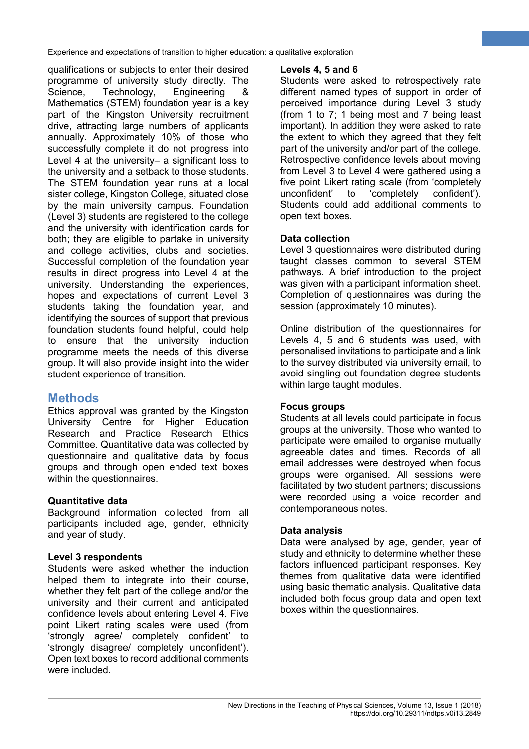qualifications or subjects to enter their desired programme of university study directly. The Science, Technology, Engineering & Mathematics (STEM) foundation year is a key part of the Kingston University recruitment drive, attracting large numbers of applicants annually. Approximately 10% of those who successfully complete it do not progress into Level 4 at the university– a significant loss to the university and a setback to those students. The STEM foundation year runs at a local sister college, Kingston College, situated close by the main university campus. Foundation (Level 3) students are registered to the college and the university with identification cards for both; they are eligible to partake in university and college activities, clubs and societies. Successful completion of the foundation year results in direct progress into Level 4 at the university. Understanding the experiences, hopes and expectations of current Level 3 students taking the foundation year, and identifying the sources of support that previous foundation students found helpful, could help to ensure that the university induction programme meets the needs of this diverse group. It will also provide insight into the wider student experience of transition.

## Methods

Ethics approval was granted by the Kingston University Centre for Higher Education Research and Practice Research Ethics Committee. Quantitative data was collected by questionnaire and qualitative data by focus groups and through open ended text boxes within the questionnaires.

### Quantitative data

Background information collected from all participants included age, gender, ethnicity and year of study.

### Level 3 respondents

Students were asked whether the induction helped them to integrate into their course, whether they felt part of the college and/or the university and their current and anticipated confidence levels about entering Level 4. Five point Likert rating scales were used (from 'strongly agree/ completely confident' to 'strongly disagree/ completely unconfident'). Open text boxes to record additional comments were included.

### Levels 4, 5 and 6

Students were asked to retrospectively rate different named types of support in order of perceived importance during Level 3 study (from 1 to 7; 1 being most and 7 being least important). In addition they were asked to rate the extent to which they agreed that they felt part of the university and/or part of the college. Retrospective confidence levels about moving from Level 3 to Level 4 were gathered using a five point Likert rating scale (from 'completely unconfident' to 'completely confident'). Students could add additional comments to open text boxes.

### Data collection

Level 3 questionnaires were distributed during taught classes common to several STEM pathways. A brief introduction to the project was given with a participant information sheet. Completion of questionnaires was during the session (approximately 10 minutes).

Online distribution of the questionnaires for Levels 4, 5 and 6 students was used, with personalised invitations to participate and a link to the survey distributed via university email, to avoid singling out foundation degree students within large taught modules.

### Focus groups

Students at all levels could participate in focus groups at the university. Those who wanted to participate were emailed to organise mutually agreeable dates and times. Records of all email addresses were destroyed when focus groups were organised. All sessions were facilitated by two student partners; discussions were recorded using a voice recorder and contemporaneous notes.

### Data analysis

Data were analysed by age, gender, year of study and ethnicity to determine whether these factors influenced participant responses. Key themes from qualitative data were identified using basic thematic analysis. Qualitative data included both focus group data and open text boxes within the questionnaires.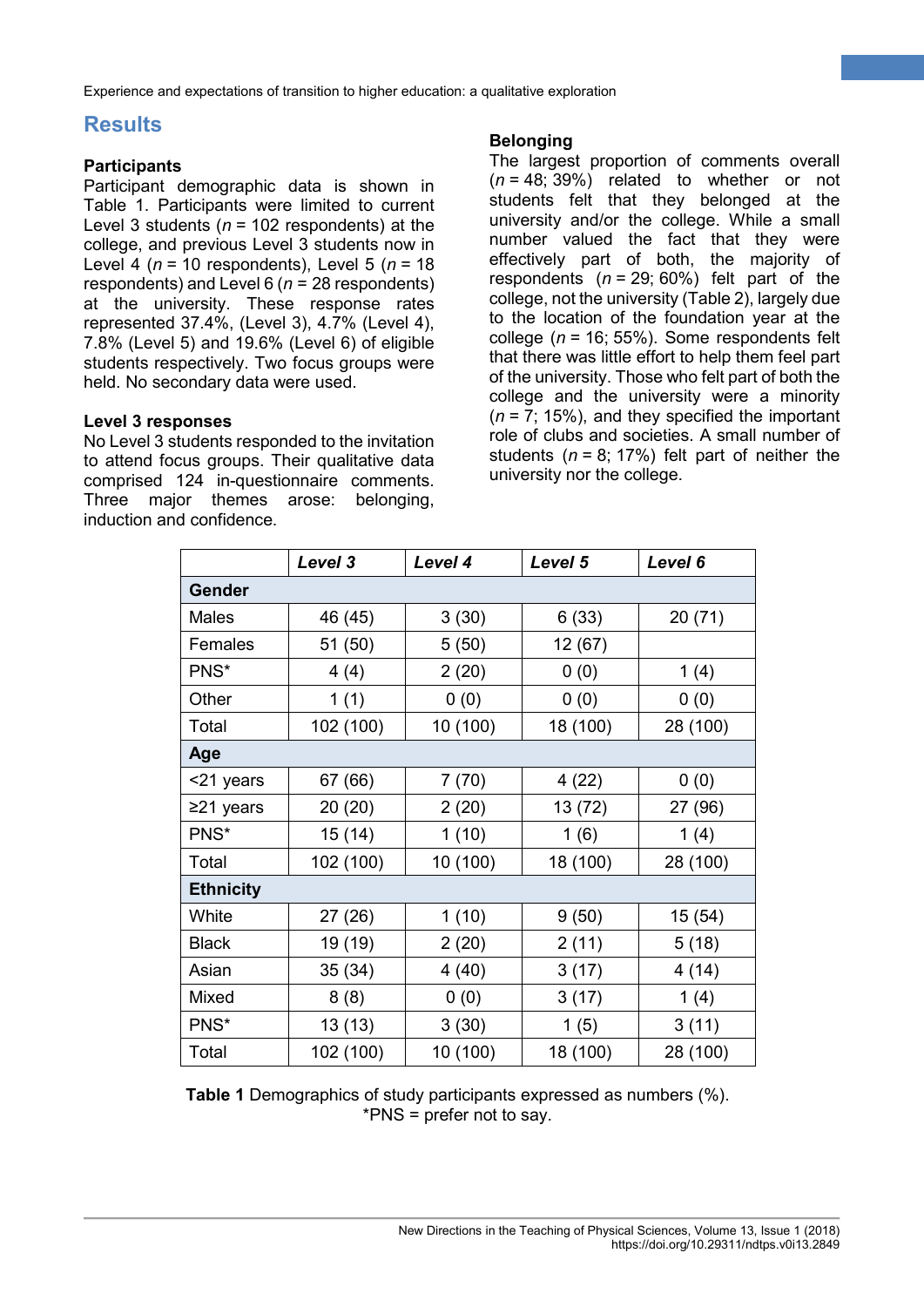## Results

### Participants

Participant demographic data is shown in Table 1. Participants were limited to current Level 3 students (*n* = 102 respondents) at the college, and previous Level 3 students now in Level 4 (*n* = 10 respondents), Level 5 (*n* = 18 respondents) and Level 6 (*n* = 28 respondents) at the university. These response rates represented 37.4%, (Level 3), 4.7% (Level 4), 7.8% (Level 5) and 19.6% (Level 6) of eligible students respectively. Two focus groups were held. No secondary data were used.

### Level 3 responses

No Level 3 students responded to the invitation to attend focus groups. Their qualitative data comprised 124 in-questionnaire comments. Three major themes arose: belonging, induction and confidence.

### Belonging

The largest proportion of comments overall (*n* = 48; 39%) related to whether or not students felt that they belonged at the university and/or the college. While a small number valued the fact that they were effectively part of both, the majority of respondents (*n* = 29; 60%) felt part of the college, not the university (Table 2), largely due to the location of the foundation year at the college (*n* = 16; 55%). Some respondents felt that there was little effort to help them feel part of the university. Those who felt part of both the college and the university were a minority (*n* = 7; 15%), and they specified the important role of clubs and societies. A small number of students (*n* = 8; 17%) felt part of neither the university nor the college.

| | *Level 3* | *Level 4* | *Level 5* | *Level 6* |
|---|---|---|---|---|
| **Gender** | | | | |
| Males | 46 (45) | 3 (30) | 6 (33) | 20 (71) |
| Females | 51 (50) | 5 (50) | 12 (67) | |
| PNS* | 4 (4) | 2 (20) | 0 (0) | 1 (4) |
| Other | 1 (1) | 0 (0) | 0 (0) | 0 (0) |
| Total | 102 (100) | 10 (100) | 18 (100) | 28 (100) |
| **Age** | | | | |
| <21 years | 67 (66) | 7 (70) | 4 (22) | 0 (0) |
| ≥21 years | 20 (20) | 2 (20) | 13 (72) | 27 (96) |
| PNS* | 15 (14) | 1 (10) | 1 (6) | 1 (4) |
| Total | 102 (100) | 10 (100) | 18 (100) | 28 (100) |
| **Ethnicity** | | | | |
| White | 27 (26) | 1 (10) | 9 (50) | 15 (54) |
| Black | 19 (19) | 2 (20) | 2 (11) | 5 (18) |
| Asian | 35 (34) | 4 (40) | 3 (17) | 4 (14) |
| Mixed | 8 (8) | 0 (0) | 3 (17) | 1 (4) |
| PNS* | 13 (13) | 3 (30) | 1 (5) | 3 (11) |
| Total | 102 (100) | 10 (100) | 18 (100) | 28 (100) |

**Table 1** Demographics of study participants expressed as numbers (%).
*PNS = prefer not to say.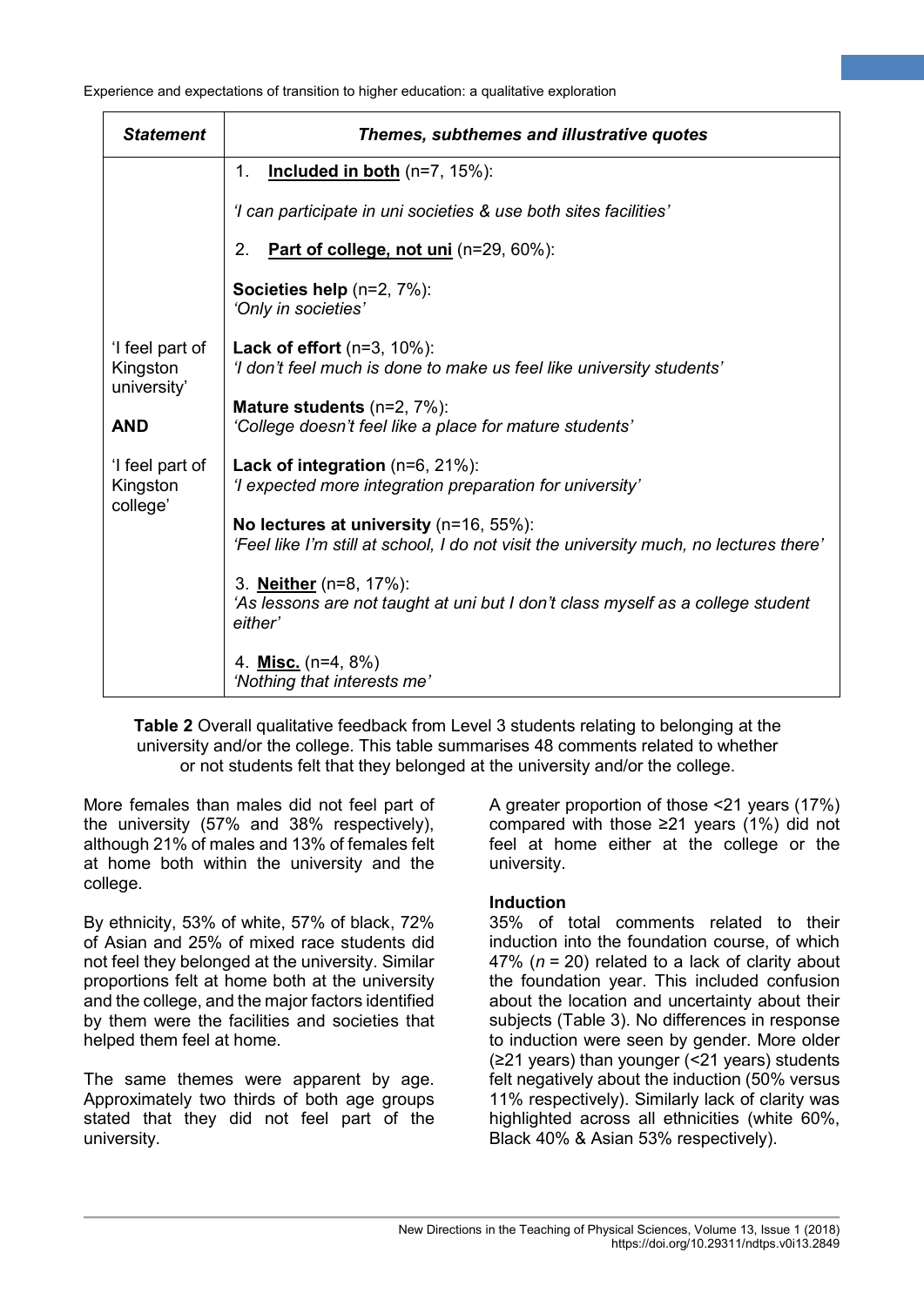| *Statement* | *Themes, subthemes and illustrative quotes* |
|---|---|
| 'I feel part of Kingston university' **AND** 'I feel part of Kingston college' | 1. **Included in both** (n=7, 15%):<br>*'I can participate in uni societies & use both sites facilities'*<br><br>2. **Part of college, not uni** (n=29, 60%):<br><br>**Societies help** (n=2, 7%):<br>*'Only in societies'*<br><br>**Lack of effort** (n=3, 10%):<br>*'I don't feel much is done to make us feel like university students'*<br><br>**Mature students** (n=2, 7%):<br>*'College doesn't feel like a place for mature students'*<br><br>**Lack of integration** (n=6, 21%):<br>*'I expected more integration preparation for university'*<br><br>**No lectures at university** (n=16, 55%):<br>*'Feel like I'm still at school, I do not visit the university much, no lectures there'*<br><br>3. **Neither** (n=8, 17%):<br>*'As lessons are not taught at uni but I don't class myself as a college student either'*<br><br>4. **Misc.** (n=4, 8%)<br>*'Nothing that interests me'* |

**Table 2** Overall qualitative feedback from Level 3 students relating to belonging at the university and/or the college. This table summarises 48 comments related to whether or not students felt that they belonged at the university and/or the college.

More females than males did not feel part of the university (57% and 38% respectively), although 21% of males and 13% of females felt at home both within the university and the college.

By ethnicity, 53% of white, 57% of black, 72% of Asian and 25% of mixed race students did not feel they belonged at the university. Similar proportions felt at home both at the university and the college, and the major factors identified by them were the facilities and societies that helped them feel at home.

The same themes were apparent by age. Approximately two thirds of both age groups stated that they did not feel part of the university.

A greater proportion of those <21 years (17%) compared with those ≥21 years (1%) did not feel at home either at the college or the university.

### Induction

35% of total comments related to their induction into the foundation course, of which 47% (*n* = 20) related to a lack of clarity about the foundation year. This included confusion about the location and uncertainty about their subjects (Table 3). No differences in response to induction were seen by gender. More older (≥21 years) than younger (<21 years) students felt negatively about the induction (50% versus 11% respectively). Similarly lack of clarity was highlighted across all ethnicities (white 60%, Black 40% & Asian 53% respectively).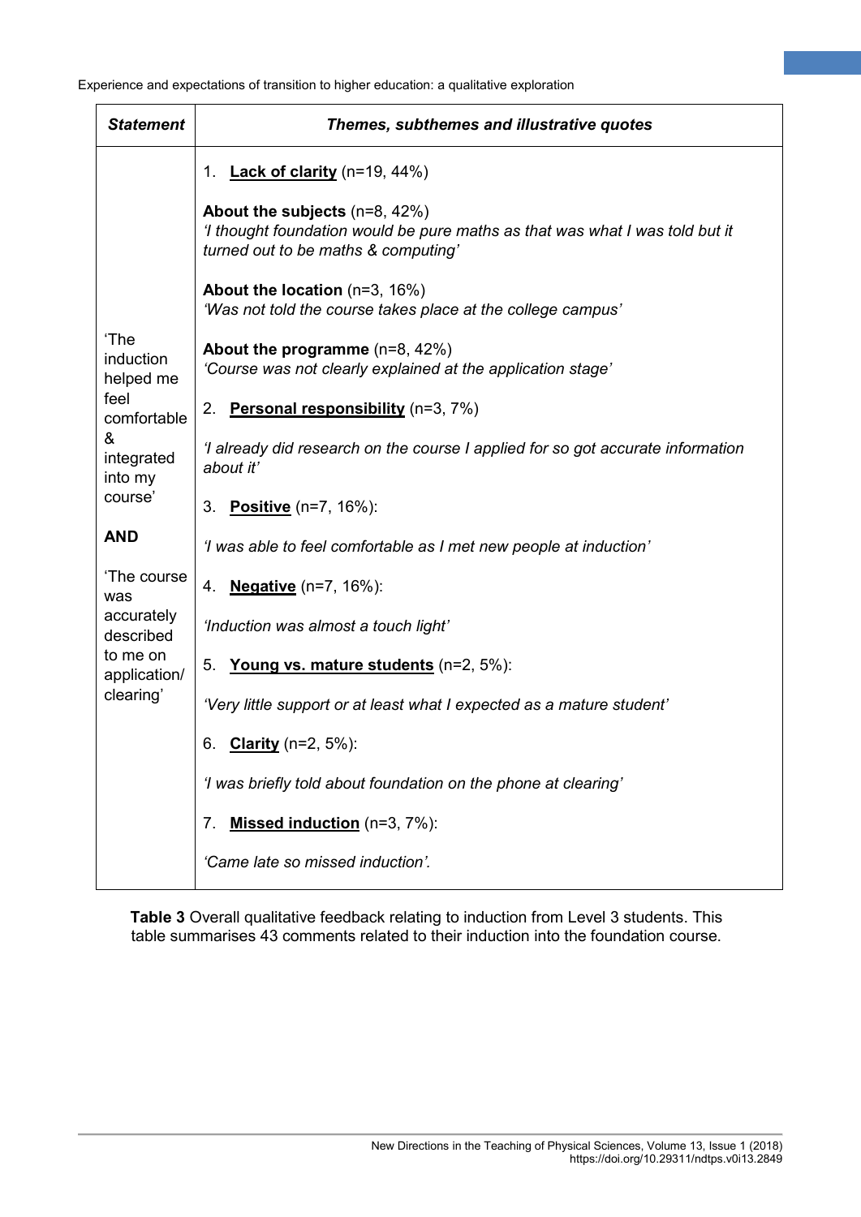| *Statement* | *Themes, subthemes and illustrative quotes* |
|---|---|
| 'The induction helped me feel comfortable & integrated into my course' **AND** 'The course was accurately described to me on application/ clearing' | 1. **Lack of clarity** (n=19, 44%)<br><br>**About the subjects** (n=8, 42%)<br>*'I thought foundation would be pure maths as that was what I was told but it turned out to be maths & computing'*<br><br>**About the location** (n=3, 16%)<br>*'Was not told the course takes place at the college campus'*<br><br>**About the programme** (n=8, 42%)<br>*'Course was not clearly explained at the application stage'*<br><br>2. **Personal responsibility** (n=3, 7%)<br><br>*'I already did research on the course I applied for so got accurate information about it'*<br><br>3. **Positive** (n=7, 16%):<br><br>*'I was able to feel comfortable as I met new people at induction'*<br><br>4. **Negative** (n=7, 16%):<br><br>*'Induction was almost a touch light'*<br><br>5. **Young vs. mature students** (n=2, 5%):<br><br>*'Very little support or at least what I expected as a mature student'*<br><br>6. **Clarity** (n=2, 5%):<br><br>*'I was briefly told about foundation on the phone at clearing'*<br><br>7. **Missed induction** (n=3, 7%):<br><br>*'Came late so missed induction'.* |

**Table 3** Overall qualitative feedback relating to induction from Level 3 students. This table summarises 43 comments related to their induction into the foundation course.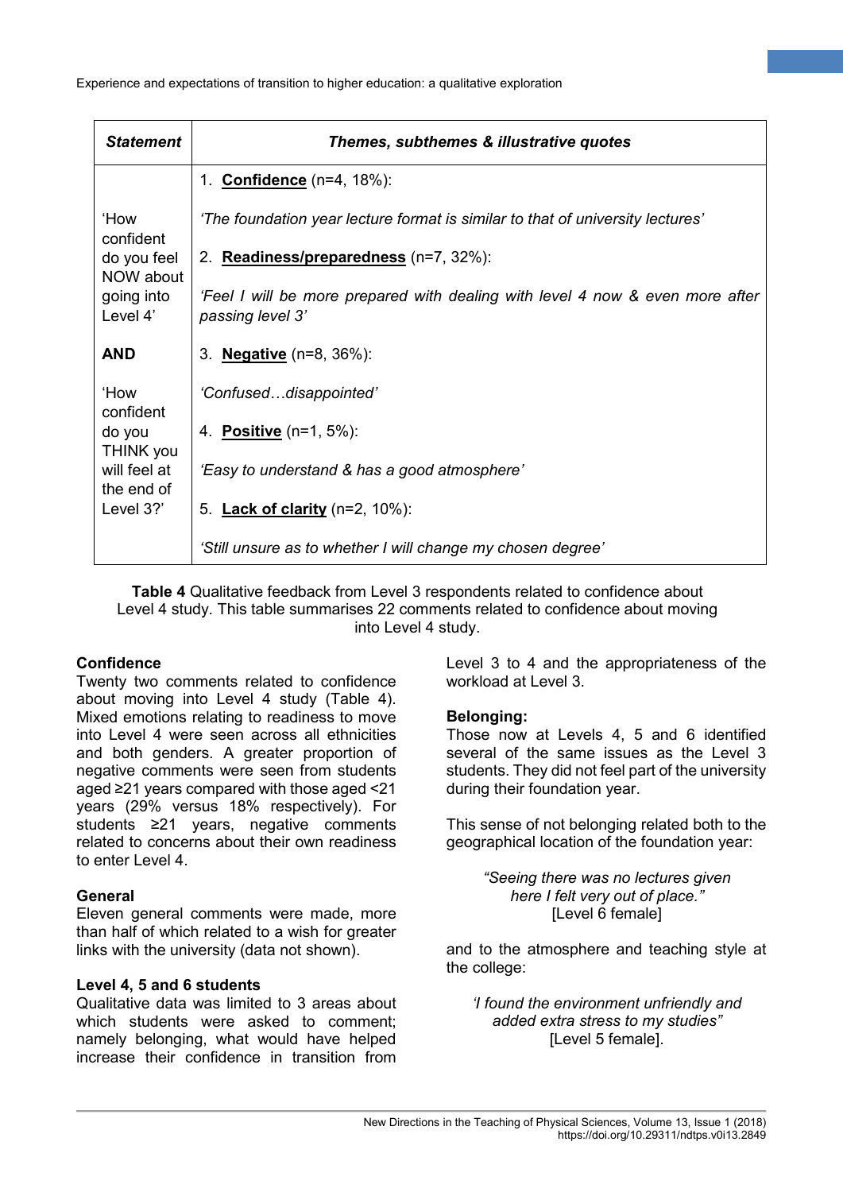| Statement | Themes, subthemes & illustrative quotes |
|---|---|
| 'How confident do you feel NOW about going into Level 4' **AND** 'How confident do you THINK you will feel at the end of Level 3?' | 1. **Confidence** (n=4, 18%): *'The foundation year lecture format is similar to that of university lectures'* 2. **Readiness/preparedness** (n=7, 32%): *'Feel I will be more prepared with dealing with level 4 now & even more after passing level 3'* 3. **Negative** (n=8, 36%): *'Confused…disappointed'* 4. **Positive** (n=1, 5%): *'Easy to understand & has a good atmosphere'* 5. **Lack of clarity** (n=2, 10%): *'Still unsure as to whether I will change my chosen degree'* |

**Table 4** Qualitative feedback from Level 3 respondents related to confidence about Level 4 study. This table summarises 22 comments related to confidence about moving into Level 4 study.

**Confidence**

Twenty two comments related to confidence about moving into Level 4 study (Table 4). Mixed emotions relating to readiness to move into Level 4 were seen across all ethnicities and both genders. A greater proportion of negative comments were seen from students aged ≥21 years compared with those aged <21 years (29% versus 18% respectively). For students ≥21 years, negative comments related to concerns about their own readiness to enter Level 4.

**General**

Eleven general comments were made, more than half of which related to a wish for greater links with the university (data not shown).

**Level 4, 5 and 6 students**

Qualitative data was limited to 3 areas about which students were asked to comment; namely belonging, what would have helped increase their confidence in transition from Level 3 to 4 and the appropriateness of the workload at Level 3.

**Belonging:**

Those now at Levels 4, 5 and 6 identified several of the same issues as the Level 3 students. They did not feel part of the university during their foundation year.

This sense of not belonging related both to the geographical location of the foundation year:

> *"Seeing there was no lectures given here I felt very out of place."*
> [Level 6 female]

and to the atmosphere and teaching style at the college:

> *'I found the environment unfriendly and added extra stress to my studies"*
> [Level 5 female].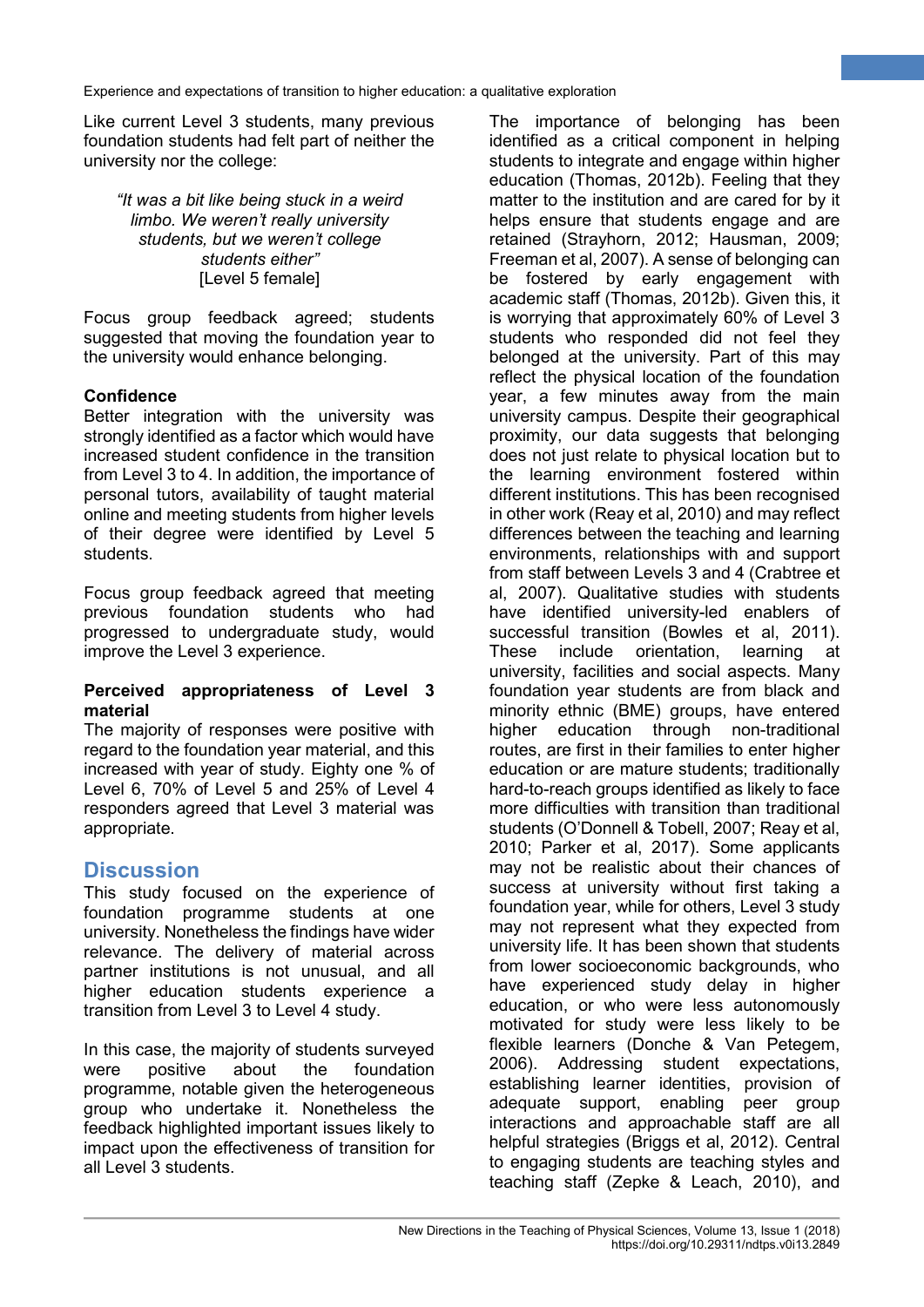Like current Level 3 students, many previous foundation students had felt part of neither the university nor the college:

> *"It was a bit like being stuck in a weird limbo. We weren't really university students, but we weren't college students either"*
> [Level 5 female]

Focus group feedback agreed; students suggested that moving the foundation year to the university would enhance belonging.

**Confidence**

Better integration with the university was strongly identified as a factor which would have increased student confidence in the transition from Level 3 to 4. In addition, the importance of personal tutors, availability of taught material online and meeting students from higher levels of their degree were identified by Level 5 students.

Focus group feedback agreed that meeting previous foundation students who had progressed to undergraduate study, would improve the Level 3 experience.

**Perceived appropriateness of Level 3 material**

The majority of responses were positive with regard to the foundation year material, and this increased with year of study. Eighty one % of Level 6, 70% of Level 5 and 25% of Level 4 responders agreed that Level 3 material was appropriate.

## Discussion

This study focused on the experience of foundation programme students at one university. Nonetheless the findings have wider relevance. The delivery of material across partner institutions is not unusual, and all higher education students experience a transition from Level 3 to Level 4 study.

In this case, the majority of students surveyed were positive about the foundation programme, notable given the heterogeneous group who undertake it. Nonetheless the feedback highlighted important issues likely to impact upon the effectiveness of transition for all Level 3 students.

The importance of belonging has been identified as a critical component in helping students to integrate and engage within higher education (Thomas, 2012b). Feeling that they matter to the institution and are cared for by it helps ensure that students engage and are retained (Strayhorn, 2012; Hausman, 2009; Freeman et al, 2007). A sense of belonging can be fostered by early engagement with academic staff (Thomas, 2012b). Given this, it is worrying that approximately 60% of Level 3 students who responded did not feel they belonged at the university. Part of this may reflect the physical location of the foundation year, a few minutes away from the main university campus. Despite their geographical proximity, our data suggests that belonging does not just relate to physical location but to the learning environment fostered within different institutions. This has been recognised in other work (Reay et al, 2010) and may reflect differences between the teaching and learning environments, relationships with and support from staff between Levels 3 and 4 (Crabtree et al, 2007). Qualitative studies with students have identified university-led enablers of successful transition (Bowles et al, 2011). These include orientation, learning at university, facilities and social aspects. Many foundation year students are from black and minority ethnic (BME) groups, have entered higher education through non-traditional routes, are first in their families to enter higher education or are mature students; traditionally hard-to-reach groups identified as likely to face more difficulties with transition than traditional students (O'Donnell & Tobell, 2007; Reay et al, 2010; Parker et al, 2017). Some applicants may not be realistic about their chances of success at university without first taking a foundation year, while for others, Level 3 study may not represent what they expected from university life. It has been shown that students from lower socioeconomic backgrounds, who have experienced study delay in higher education, or who were less autonomously motivated for study were less likely to be flexible learners (Donche & Van Petegem, 2006). Addressing student expectations, establishing learner identities, provision of adequate support, enabling peer group interactions and approachable staff are all helpful strategies (Briggs et al, 2012). Central to engaging students are teaching styles and teaching staff (Zepke & Leach, 2010), and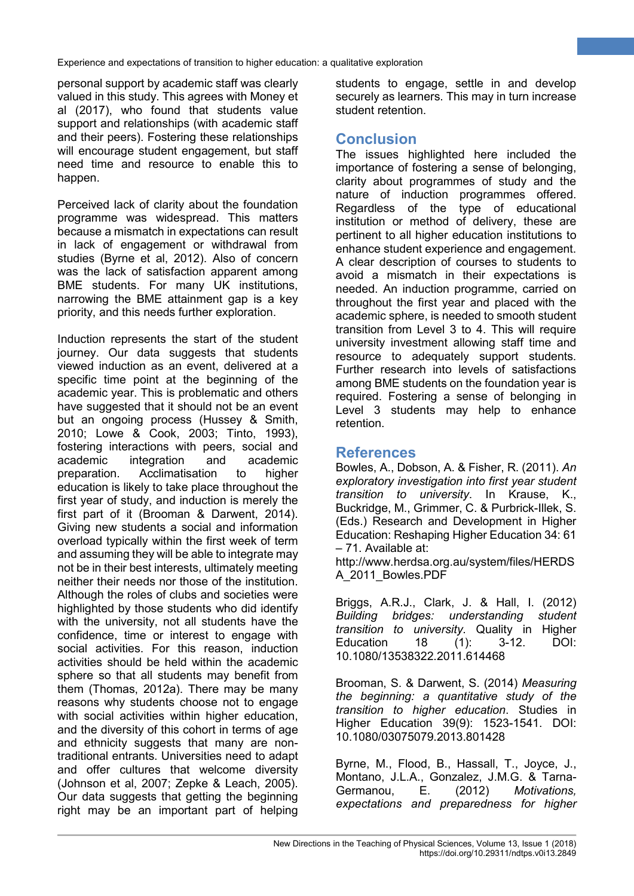personal support by academic staff was clearly valued in this study. This agrees with Money et al (2017), who found that students value support and relationships (with academic staff and their peers). Fostering these relationships will encourage student engagement, but staff need time and resource to enable this to happen.

Perceived lack of clarity about the foundation programme was widespread. This matters because a mismatch in expectations can result in lack of engagement or withdrawal from studies (Byrne et al, 2012). Also of concern was the lack of satisfaction apparent among BME students. For many UK institutions, narrowing the BME attainment gap is a key priority, and this needs further exploration.

Induction represents the start of the student journey. Our data suggests that students viewed induction as an event, delivered at a specific time point at the beginning of the academic year. This is problematic and others have suggested that it should not be an event but an ongoing process (Hussey & Smith, 2010; Lowe & Cook, 2003; Tinto, 1993), fostering interactions with peers, social and academic integration and academic preparation. Acclimatisation to higher education is likely to take place throughout the first year of study, and induction is merely the first part of it (Brooman & Darwent, 2014). Giving new students a social and information overload typically within the first week of term and assuming they will be able to integrate may not be in their best interests, ultimately meeting neither their needs nor those of the institution. Although the roles of clubs and societies were highlighted by those students who did identify with the university, not all students have the confidence, time or interest to engage with social activities. For this reason, induction activities should be held within the academic sphere so that all students may benefit from them (Thomas, 2012a). There may be many reasons why students choose not to engage with social activities within higher education, and the diversity of this cohort in terms of age and ethnicity suggests that many are non-traditional entrants. Universities need to adapt and offer cultures that welcome diversity (Johnson et al, 2007; Zepke & Leach, 2005). Our data suggests that getting the beginning right may be an important part of helping students to engage, settle in and develop securely as learners. This may in turn increase student retention.

## Conclusion

The issues highlighted here included the importance of fostering a sense of belonging, clarity about programmes of study and the nature of induction programmes offered. Regardless of the type of educational institution or method of delivery, these are pertinent to all higher education institutions to enhance student experience and engagement. A clear description of courses to students to avoid a mismatch in their expectations is needed. An induction programme, carried on throughout the first year and placed with the academic sphere, is needed to smooth student transition from Level 3 to 4. This will require university investment allowing staff time and resource to adequately support students. Further research into levels of satisfactions among BME students on the foundation year is required. Fostering a sense of belonging in Level 3 students may help to enhance retention.

## References

Bowles, A., Dobson, A. & Fisher, R. (2011). *An exploratory investigation into first year student transition to university*. In Krause, K., Buckridge, M., Grimmer, C. & Purbrick-Illek, S. (Eds.) Research and Development in Higher Education: Reshaping Higher Education 34: 61 – 71. Available at: http://www.herdsa.org.au/system/files/HERDSA_2011_Bowles.PDF

Briggs, A.R.J., Clark, J. & Hall, I. (2012) *Building bridges: understanding student transition to university*. Quality in Higher Education 18 (1): 3-12. DOI: 10.1080/13538322.2011.614468

Brooman, S. & Darwent, S. (2014) *Measuring the beginning: a quantitative study of the transition to higher education*. Studies in Higher Education 39(9): 1523-1541. DOI: 10.1080/03075079.2013.801428

Byrne, M., Flood, B., Hassall, T., Joyce, J., Montano, J.L.A., Gonzalez, J.M.G. & Tarna-Germanou, E. (2012) *Motivations, expectations and preparedness for higher*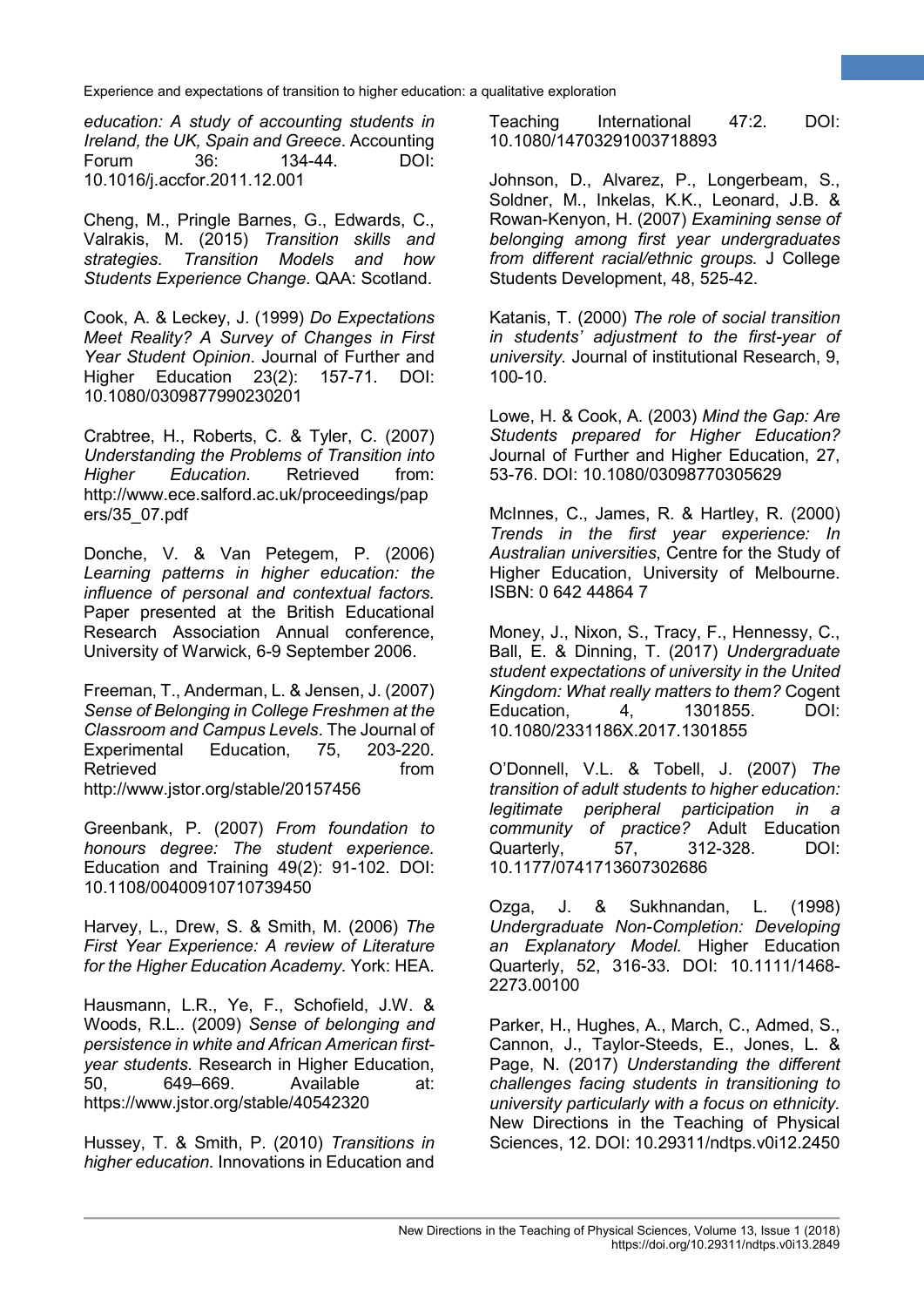*education: A study of accounting students in Ireland, the UK, Spain and Greece*. Accounting Forum 36: 134-44. DOI: 10.1016/j.accfor.2011.12.001

Cheng, M., Pringle Barnes, G., Edwards, C., Valrakis, M. (2015) *Transition skills and strategies. Transition Models and how Students Experience Change*. QAA: Scotland.

Cook, A. & Leckey, J. (1999) *Do Expectations Meet Reality? A Survey of Changes in First Year Student Opinion*. Journal of Further and Higher Education 23(2): 157-71. DOI: 10.1080/0309877990230201

Crabtree, H., Roberts, C. & Tyler, C. (2007) *Understanding the Problems of Transition into Higher Education*. Retrieved from: http://www.ece.salford.ac.uk/proceedings/papers/35_07.pdf

Donche, V. & Van Petegem, P. (2006) *Learning patterns in higher education: the influence of personal and contextual factors.* Paper presented at the British Educational Research Association Annual conference, University of Warwick, 6-9 September 2006.

Freeman, T., Anderman, L. & Jensen, J. (2007) *Sense of Belonging in College Freshmen at the Classroom and Campus Levels*. The Journal of Experimental Education, 75, 203-220. Retrieved from http://www.jstor.org/stable/20157456

Greenbank, P. (2007) *From foundation to honours degree: The student experience.* Education and Training 49(2): 91-102. DOI: 10.1108/00400910710739450

Harvey, L., Drew, S. & Smith, M. (2006) *The First Year Experience: A review of Literature for the Higher Education Academy.* York: HEA.

Hausmann, L.R., Ye, F., Schofield, J.W. & Woods, R.L.. (2009) *Sense of belonging and persistence in white and African American first-year students.* Research in Higher Education, 50, 649–669. Available at: https://www.jstor.org/stable/40542320

Hussey, T. & Smith, P. (2010) *Transitions in higher education.* Innovations in Education and Teaching International 47:2. DOI: 10.1080/14703291003718893

Johnson, D., Alvarez, P., Longerbeam, S., Soldner, M., Inkelas, K.K., Leonard, J.B. & Rowan-Kenyon, H. (2007) *Examining sense of belonging among first year undergraduates from different racial/ethnic groups.* J College Students Development, 48, 525-42.

Katanis, T. (2000) *The role of social transition in students' adjustment to the first-year of university.* Journal of institutional Research, 9, 100-10.

Lowe, H. & Cook, A. (2003) *Mind the Gap: Are Students prepared for Higher Education?* Journal of Further and Higher Education, 27, 53-76. DOI: 10.1080/03098770305629

McInnes, C., James, R. & Hartley, R. (2000) *Trends in the first year experience: In Australian universities*, Centre for the Study of Higher Education, University of Melbourne. ISBN: 0 642 44864 7

Money, J., Nixon, S., Tracy, F., Hennessy, C., Ball, E. & Dinning, T. (2017) *Undergraduate student expectations of university in the United Kingdom: What really matters to them?* Cogent Education, 4, 1301855. DOI: 10.1080/2331186X.2017.1301855

O'Donnell, V.L. & Tobell, J. (2007) *The transition of adult students to higher education: legitimate peripheral participation in a community of practice?* Adult Education Quarterly, 57, 312-328. DOI: 10.1177/0741713607302686

Ozga, J. & Sukhnandan, L. (1998) *Undergraduate Non-Completion: Developing an Explanatory Model.* Higher Education Quarterly, 52, 316-33. DOI: 10.1111/1468-2273.00100

Parker, H., Hughes, A., March, C., Admed, S., Cannon, J., Taylor-Steeds, E., Jones, L. & Page, N. (2017) *Understanding the different challenges facing students in transitioning to university particularly with a focus on ethnicity.* New Directions in the Teaching of Physical Sciences, 12. DOI: 10.29311/ndtps.v0i12.2450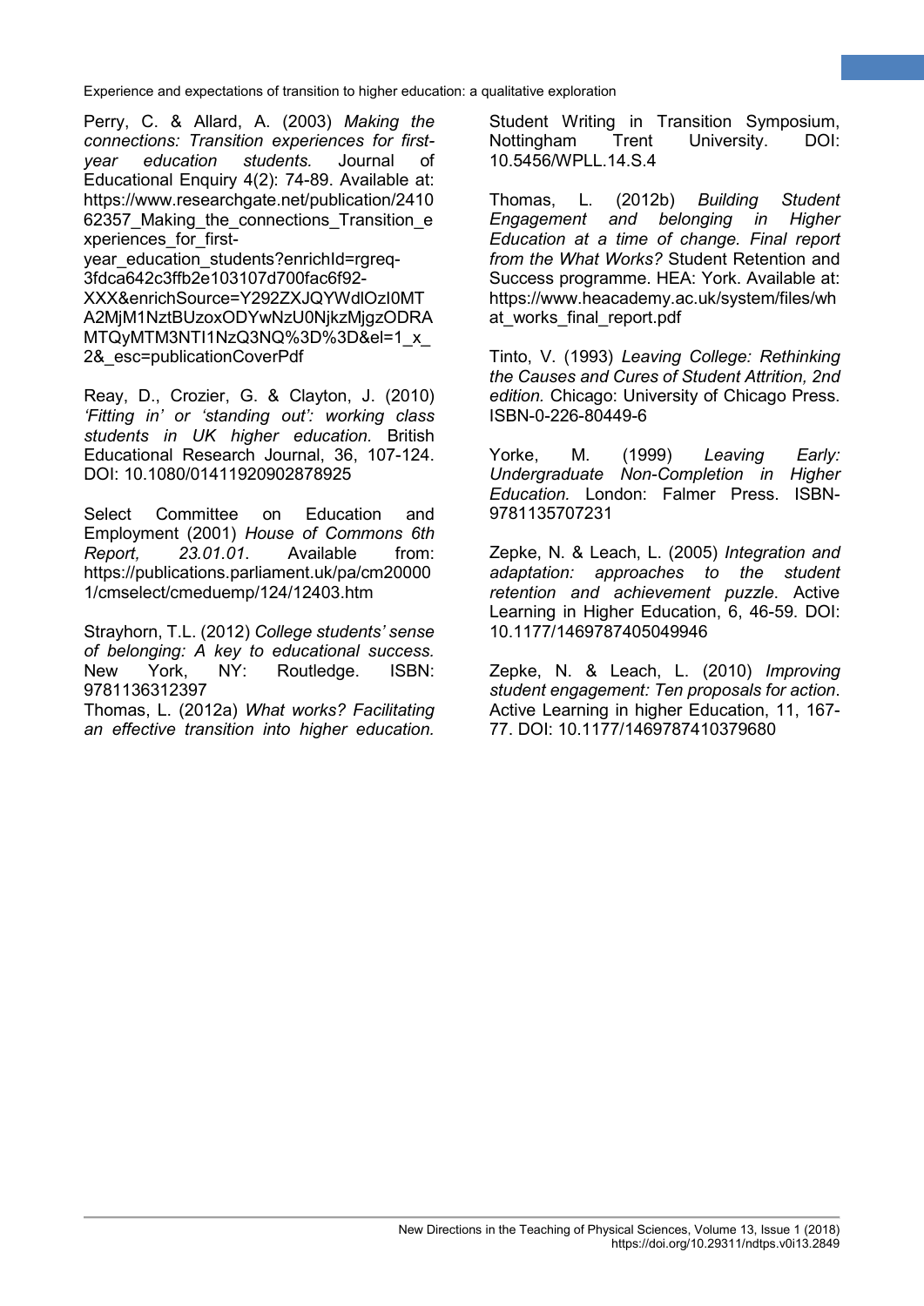Perry, C. & Allard, A. (2003) *Making the connections: Transition experiences for first-year education students.* Journal of Educational Enquiry 4(2): 74-89. Available at: https://www.researchgate.net/publication/241062357_Making_the_connections_Transition_experiences_for_first-year_education_students?enrichId=rgreq-3fdca642c3ffb2e103107d700fac6f92-XXX&enrichSource=Y292ZXJQYWdlOzI0MTA2MjM1NztBUzoxODYwNzU0NjkzMjgzODRAMTQyMTM3NTI1NzQ3NQ%3D%3D&el=1_x_2&_esc=publicationCoverPdf

Reay, D., Crozier, G. & Clayton, J. (2010) *'Fitting in' or 'standing out': working class students in UK higher education.* British Educational Research Journal, 36, 107-124. DOI: 10.1080/01411920902878925

Select Committee on Education and Employment (2001) *House of Commons 6th Report, 23.01.01*. Available from: https://publications.parliament.uk/pa/cm200001/cmselect/cmeduemp/124/12403.htm

Strayhorn, T.L. (2012) *College students' sense of belonging: A key to educational success.* New York, NY: Routledge. ISBN: 9781136312397

Thomas, L. (2012a) *What works? Facilitating an effective transition into higher education.* Student Writing in Transition Symposium, Nottingham Trent University. DOI: 10.5456/WPLL.14.S.4

Thomas, L. (2012b) *Building Student Engagement and belonging in Higher Education at a time of change. Final report from the What Works?* Student Retention and Success programme. HEA: York. Available at: https://www.heacademy.ac.uk/system/files/what_works_final_report.pdf

Tinto, V. (1993) *Leaving College: Rethinking the Causes and Cures of Student Attrition, 2nd edition.* Chicago: University of Chicago Press. ISBN-0-226-80449-6

Yorke, M. (1999) *Leaving Early: Undergraduate Non-Completion in Higher Education.* London: Falmer Press. ISBN-9781135707231

Zepke, N. & Leach, L. (2005) *Integration and adaptation: approaches to the student retention and achievement puzzle*. Active Learning in Higher Education, 6, 46-59. DOI: 10.1177/1469787405049946

Zepke, N. & Leach, L. (2010) *Improving student engagement: Ten proposals for action*. Active Learning in higher Education, 11, 167-77. DOI: 10.1177/1469787410379680